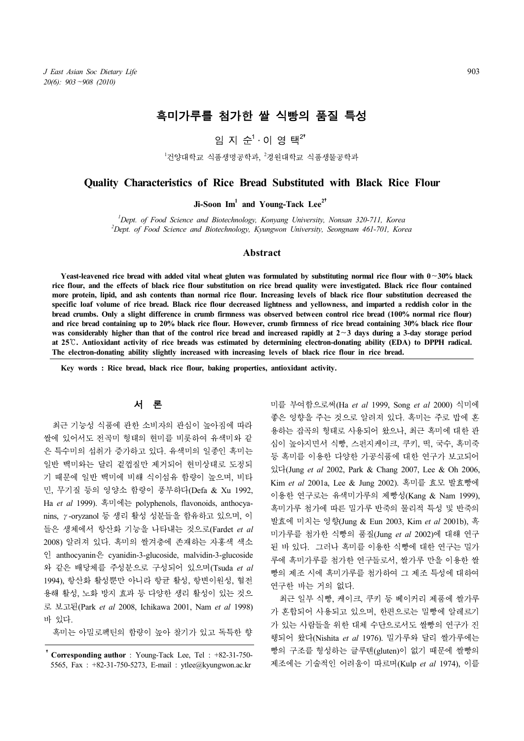# 흑미가루를 첨가한 쌀 식빵의 품질 특성

임 지 순[1] · 이 영 택[2†]

[1]건양대학교 식품생명공학과, [2]경원대학교 식품생물공학과

## Quality Characteristics of Rice Bread Substituted with Black Rice Flour

**Ji-Soon Im[1] and Young-Tack Lee[2†]**

[1]*Dept. of Food Science and Biotechnology, Konyang University, Nonsan 320-711, Korea*
[2]*Dept. of Food Science and Biotechnology, Kyungwon University, Seongnam 461-701, Korea*

### Abstract

**Yeast-leavened rice bread with added vital wheat gluten was formulated by substituting normal rice flour with 0~30% black rice flour, and the effects of black rice flour substitution on rice bread quality were investigated. Black rice flour contained more protein, lipid, and ash contents than normal rice flour. Increasing levels of black rice flour substitution decreased the specific loaf volume of rice bread. Black rice flour decreased lightness and yellowness, and imparted a reddish color in the bread crumbs. Only a slight difference in crumb firmness was observed between control rice bread (100% normal rice flour) and rice bread containing up to 20% black rice flour. However, crumb firmness of rice bread containing 30% black rice flour was considerably higher than that of the control rice bread and increased rapidly at 2~3 days during a 3-day storage period at 25℃. Antioxidant activity of rice breads was estimated by determining electron-donating ability (EDA) to DPPH radical. The electron-donating ability slightly increased with increasing levels of black rice flour in rice bread.**

**Key words : Rice bread, black rice flour, baking properties, antioxidant activity.**

## 서 론

최근 기능성 식품에 관한 소비자의 관심이 높아짐에 따라 쌀에 있어서도 전곡미 형태의 현미를 비롯하여 유색미와 같은 특수미의 섭취가 증가하고 있다. 유색미의 일종인 흑미는 일반 백미와는 달리 겉껍질만 제거되어 현미상태로 도정되기 때문에 일반 백미에 비해 식이섬유 함량이 높으며, 비타민, 무기질 등의 영양소 함량이 풍부하다(Defa & Xu 1992, Ha *et al* 1999). 흑미에는 polyphenols, flavonoids, anthocyanins, $\gamma$-oryzanol 등 생리 활성 성분들을 함유하고 있으며, 이들은 생체에서 항산화 기능을 나타내는 것으로(Fardet *et al* 2008) 알려져 있다. 흑미의 쌀겨층에 존재하는 자흑색 색소인 anthocyanin은 cyanidin-3-glucoside, malvidin-3-glucoside와 같은 배당체를 주성분으로 구성되어 있으며(Tsuda *et al* 1994), 항산화 활성뿐만 아니라 항균 활성, 항변이원성, 혈전용해 활성, 노화 방지 효과 등 다양한 생리 활성이 있는 것으로 보고된(Park *et al* 2008, Ichikawa 2001, Nam *et al* 1998) 바 있다.

흑미는 아밀로펙틴의 함량이 높아 찰기가 있고 독특한 향미를 부여함으로써(Ha *et al* 1999, Song *et al* 2000) 식미에 좋은 영향을 주는 것으로 알려져 있다. 흑미는 주로 밥에 혼용하는 잡곡의 형태로 사용되어 왔으나, 최근 흑미에 대한 관심이 높아지면서 식빵, 스펀지케이크, 쿠키, 떡, 국수, 흑미죽 등 흑미를 이용한 다양한 가공식품에 대한 연구가 보고되어 있다(Jung *et al* 2002, Park & Chang 2007, Lee & Oh 2006, Kim *et al* 2001a, Lee & Jung 2002). 흑미를 효모 발효빵에 이용한 연구로는 유색미가루의 제빵성(Kang & Nam 1999), 흑미가루 첨가에 따른 밀가루 반죽의 물리적 특성 및 반죽의 발효에 미치는 영향(Jung & Eun 2003, Kim *et al* 2001b), 흑미가루를 첨가한 식빵의 품질(Jung *et al* 2002)에 대해 연구된 바 있다. 그러나 흑미를 이용한 식빵에 대한 연구는 밀가루에 흑미가루를 첨가한 연구들로서, 쌀가루 만을 이용한 쌀빵의 제조 시에 흑미가루를 첨가하여 그 제조 특성에 대하여 연구한 바는 거의 없다.

최근 일부 식빵, 케이크, 쿠키 등 베이커리 제품에 쌀가루가 혼합되어 사용되고 있으며, 한편으로는 밀빵에 알레르기가 있는 사람들을 위한 대체 수단으로서도 쌀빵의 연구가 진행되어 왔다(Nishita *et al* 1976). 밀가루와 달리 쌀가루에는 빵의 구조를 형성하는 글루텐(gluten)이 없기 때문에 쌀빵의 제조에는 기술적인 어려움이 따르며(Kulp *et al* 1974), 이를

---

† **Corresponding author** : Young-Tack Lee, Tel : +82-31-750-5565, Fax : +82-31-750-5273, E-mail : ytlee@kyungwon.ac.kr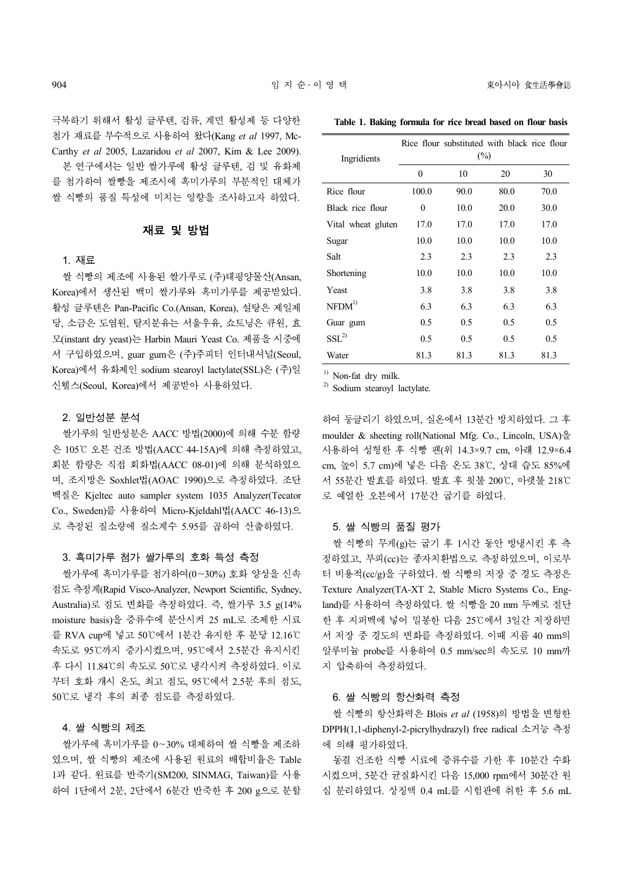극복하기 위해서 활성 글루텐, 검류, 계면 활성제 등 다양한 첨가 재료를 부수적으로 사용하여 왔다(Kang *et al* 1997, McCarthy *et al* 2005, Lazaridou *et al* 2007, Kim & Lee 2009).

본 연구에서는 일반 쌀가루에 활성 글루텐, 검 및 유화제를 첨가하여 쌀빵을 제조시에 흑미가루의 부분적인 대체가 쌀 식빵의 품질 특성에 미치는 영향을 조사하고자 하였다.

## 재료 및 방법

### 1. 재료

쌀 식빵의 제조에 사용된 쌀가루로 (주)태평양물산(Ansan, Korea)에서 생산된 백미 쌀가루와 흑미가루를 제공받았다. 활성 글루텐은 Pan-Pacific Co.(Ansan, Korea), 설탕은 제일제당, 소금은 도염원, 탈지분유는 서울우유, 쇼트닝은 큐원, 효모(instant dry yeast)는 Harbin Mauri Yeast Co. 제품을 시중에서 구입하였으며, guar gum은 (주)주피터 인터내셔널(Seoul, Korea)에서 유화제인 sodium stearoyl lactylate(SSL)은 (주)일신웰스(Seoul, Korea)에서 제공받아 사용하였다.

### 2. 일반성분 분석

쌀가루의 일반성분은 AACC 방법(2000)에 의해 수분 함량은 105℃ 오븐 건조 방법(AACC 44-15A)에 의해 측정하였고, 회분 함량은 직접 회화법(AACC 08-01)에 의해 분석하였으며, 조지방은 Soxhlet법(AOAC 1990)으로 측정하였다. 조단백질은 Kjeltec auto sampler system 1035 Analyzer(Tecator Co., Sweden)를 사용하여 Micro-Kjeldahl법(AACC 46-13)으로 측정된 질소량에 질소계수 5.95를 곱하여 산출하였다.

### 3. 흑미가루 첨가 쌀가루의 호화 특성 측정

쌀가루에 흑미가루를 첨가하여(0~30%) 호화 양상을 신속점도 측정계(Rapid Visco-Analyzer, Newport Scientific, Sydney, Australia)로 점도 변화를 측정하였다. 즉, 쌀가루 3.5 g(14% moisture basis)을 증류수에 분산시켜 25 mL로 조제한 시료를 RVA cup에 넣고 50℃에서 1분간 유지한 후 분당 12.16℃ 속도로 95℃까지 증가시켰으며, 95℃에서 2.5분간 유지시킨 후 다시 11.84℃의 속도로 50℃로 냉각시켜 측정하였다. 이로부터 호화 개시 온도, 최고 점도, 95℃에서 2.5분 후의 점도, 50℃로 냉각 후의 최종 점도를 측정하였다.

### 4. 쌀 식빵의 제조

쌀가루에 흑미가루를 0~30% 대체하여 쌀 식빵을 제조하였으며, 쌀 식빵의 제조에 사용된 원료의 배합비율은 Table 1과 같다. 원료를 반죽기(SM200, SINMAG, Taiwan)를 사용하여 1단에서 2분, 2단에서 6분간 반죽한 후 200 g으로 분할하여 둥글리기 하였으며, 실온에서 13분간 방치하였다. 그 후 moulder & sheeting roll(National Mfg. Co., Lincoln, USA)을 사용하여 성형한 후 식빵 팬(위 14.3×9.7 cm, 아래 12.9×6.4 cm, 높이 5.7 cm)에 넣은 다음 온도 38℃, 상대 습도 85%에서 55분간 발효를 하였다. 발효 후 윗불 200℃, 아랫불 218℃로 예열한 오븐에서 17분간 굽기를 하였다.

**Table 1. Baking formula for rice bread based on flour basis**

| Ingridients | Rice flour substituted with black rice flour (%) | | | |
|---|---|---|---|---|
| | 0 | 10 | 20 | 30 |
| Rice flour | 100.0 | 90.0 | 80.0 | 70.0 |
| Black rice flour | 0 | 10.0 | 20.0 | 30.0 |
| Vital wheat gluten | 17.0 | 17.0 | 17.0 | 17.0 |
| Sugar | 10.0 | 10.0 | 10.0 | 10.0 |
| Salt | 2.3 | 2.3 | 2.3 | 2.3 |
| Shortening | 10.0 | 10.0 | 10.0 | 10.0 |
| Yeast | 3.8 | 3.8 | 3.8 | 3.8 |
| NFDM[1)] | 6.3 | 6.3 | 6.3 | 6.3 |
| Guar gum | 0.5 | 0.5 | 0.5 | 0.5 |
| SSL[2)] | 0.5 | 0.5 | 0.5 | 0.5 |
| Water | 81.3 | 81.3 | 81.3 | 81.3 |

[1)] Non-fat dry milk.
[2)] Sodium stearoyl lactylate.

### 5. 쌀 식빵의 품질 평가

쌀 식빵의 무게(g)는 굽기 후 1시간 동안 방냉시킨 후 측정하였고, 부피(cc)는 종자치환법으로 측정하였으며, 이로부터 비용적(cc/g)을 구하였다. 쌀 식빵의 저장 중 경도 측정은 Texture Analyzer(TA-XT 2, Stable Micro Systems Co., England)를 사용하여 측정하였다. 쌀 식빵을 20 mm 두께로 절단한 후 지퍼백에 넣어 밀봉한 다음 25℃에서 3일간 저장하면서 저장 중 경도의 변화를 측정하였다. 이때 지름 40 mm의 알루미늄 probe를 사용하여 0.5 mm/sec의 속도로 10 mm까지 압축하여 측정하였다.

### 6. 쌀 식빵의 항산화력 측정

쌀 식빵의 항산화력은 Blois *et al* (1958)의 방법을 변형한 DPPH(1,1-diphenyl-2-picrylhydrazyl) free radical 소거능 측정에 의해 평가하였다.

동결 건조한 식빵 시료에 증류수를 가한 후 10분간 수화시켰으며, 5분간 균질화시킨 다음 15,000 rpm에서 30분간 원심 분리하였다. 상징액 0.4 mL를 시험관에 취한 후 5.6 mL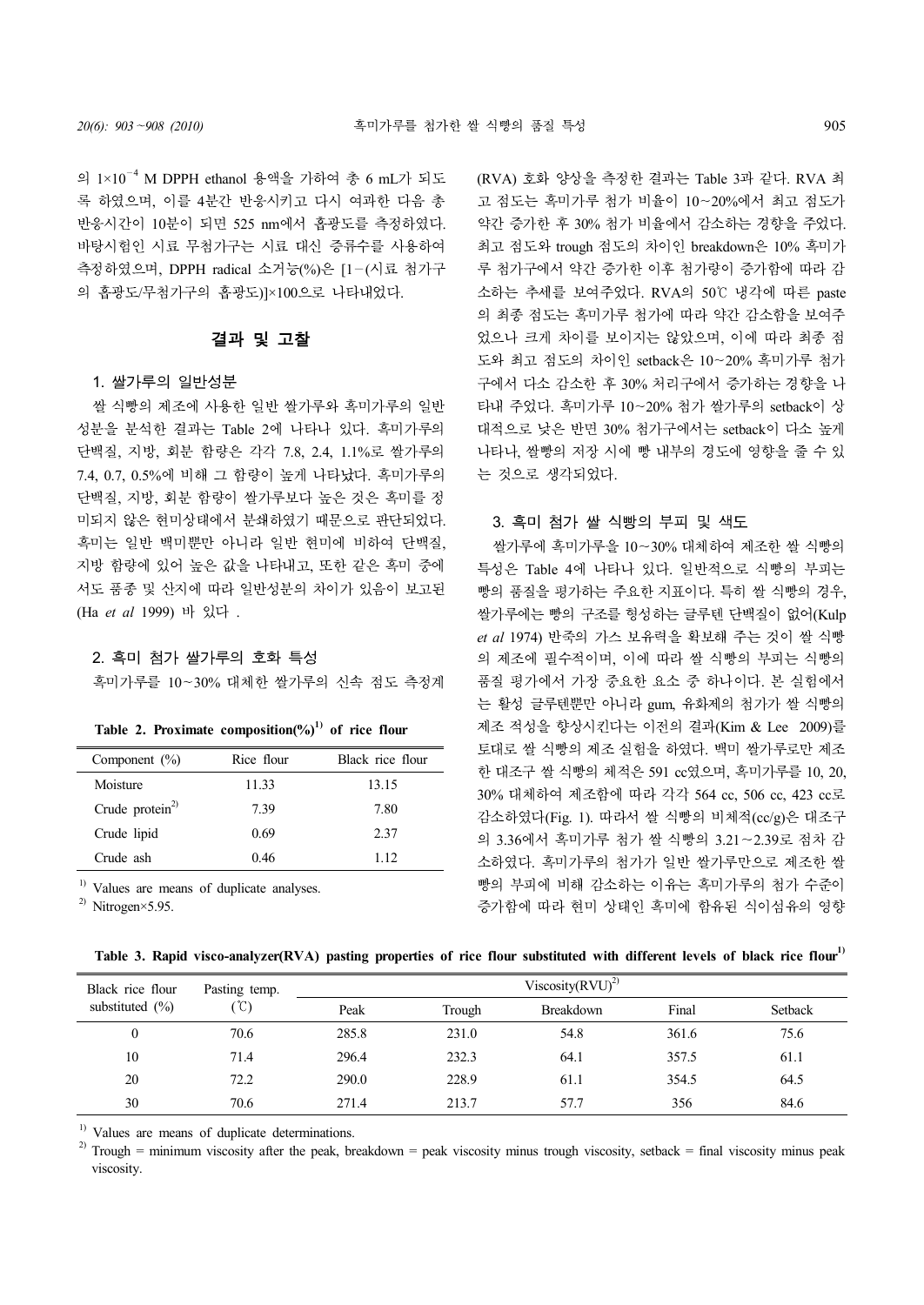의 $1\times10^{-4}$ M DPPH ethanol 용액을 가하여 총 6 mL가 되도록 하였으며, 이를 4분간 반응시키고 다시 여과한 다음 총 반응시간이 10분이 되면 525 nm에서 흡광도를 측정하였다. 바탕시험인 시료 무첨가구는 시료 대신 증류수를 사용하여 측정하였으며, DPPH radical 소거능(%)은 [1－(시료 첨가구의 흡광도/무첨가구의 흡광도)]×100으로 나타내었다.

## 결과 및 고찰

### 1. 쌀가루의 일반성분

쌀 식빵의 제조에 사용한 일반 쌀가루와 흑미가루의 일반성분을 분석한 결과는 Table 2에 나타나 있다. 흑미가루의 단백질, 지방, 회분 함량은 각각 7.8, 2.4, 1.1%로 쌀가루의 7.4, 0.7, 0.5%에 비해 그 함량이 높게 나타났다. 흑미가루의 단백질, 지방, 회분 함량이 쌀가루보다 높은 것은 흑미를 정미되지 않은 현미상태에서 분쇄하였기 때문으로 판단되었다. 흑미는 일반 백미뿐만 아니라 일반 현미에 비하여 단백질, 지방 함량에 있어 높은 값을 나타내고, 또한 같은 흑미 중에서도 품종 및 산지에 따라 일반성분의 차이가 있음이 보고된 (Ha *et al* 1999) 바 있다 .

### 2. 흑미 첨가 쌀가루의 호화 특성

흑미가루를 10～30% 대체한 쌀가루의 신속 점도 측정계 (RVA) 호화 양상을 측정한 결과는 Table 3과 같다. RVA 최고 점도는 흑미가루 첨가 비율이 10～20%에서 최고 점도가 약간 증가한 후 30% 첨가 비율에서 감소하는 경향을 주었다. 최고 점도와 trough 점도의 차이인 breakdown은 10% 흑미가루 첨가구에서 약간 증가한 이후 첨가량이 증가함에 따라 감소하는 추세를 보여주었다. RVA의 50℃ 냉각에 따른 paste의 최종 점도는 흑미가루 첨가에 따라 약간 감소함을 보여주었으나 크게 차이를 보이지는 않았으며, 이에 따라 최종 점도와 최고 점도의 차이인 setback은 10～20% 흑미가루 첨가구에서 다소 감소한 후 30% 처리구에서 증가하는 경향을 나타내 주었다. 흑미가루 10～20% 첨가 쌀가루의 setback이 상대적으로 낮은 반면 30% 첨가구에서는 setback이 다소 높게 나타나, 쌀빵의 저장 시에 빵 내부의 경도에 영향을 줄 수 있는 것으로 생각되었다.

**Table 2. Proximate composition(%)[1)] of rice flour**

| Component (%) | Rice flour | Black rice flour |
|---|---|---|
| Moisture | 11.33 | 13.15 |
| Crude protein[2)] | 7.39 | 7.80 |
| Crude lipid | 0.69 | 2.37 |
| Crude ash | 0.46 | 1.12 |

[1)] Values are means of duplicate analyses.
[2)] Nitrogen×5.95.

### 3. 흑미 첨가 쌀 식빵의 부피 및 색도

쌀가루에 흑미가루를 10～30% 대체하여 제조한 쌀 식빵의 특성은 Table 4에 나타나 있다. 일반적으로 식빵의 부피는 빵의 품질을 평가하는 주요한 지표이다. 특히 쌀 식빵의 경우, 쌀가루에는 빵의 구조를 형성하는 글루텐 단백질이 없어(Kulp *et al* 1974) 반죽의 가스 보유력을 확보해 주는 것이 쌀 식빵의 제조에 필수적이며, 이에 따라 쌀 식빵의 부피는 식빵의 품질 평가에서 가장 중요한 요소 중 하나이다. 본 실험에서는 활성 글루텐뿐만 아니라 gum, 유화제의 첨가가 쌀 식빵의 제조 적성을 향상시킨다는 이전의 결과(Kim & Lee 2009)를 토대로 쌀 식빵의 제조 실험을 하였다. 백미 쌀가루로만 제조한 대조구 쌀 식빵의 체적은 591 cc였으며, 흑미가루를 10, 20, 30% 대체하여 제조함에 따라 각각 564 cc, 506 cc, 423 cc로 감소하였다(Fig. 1). 따라서 쌀 식빵의 비체적(cc/g)은 대조구의 3.36에서 흑미가루 첨가 쌀 식빵의 3.21～2.39로 점차 감소하였다. 흑미가루의 첨가가 일반 쌀가루만으로 제조한 쌀빵의 부피에 비해 감소하는 이유는 흑미가루의 첨가 수준이 증가함에 따라 현미 상태인 흑미에 함유된 식이섬유의 영향

**Table 3. Rapid visco-analyzer(RVA) pasting properties of rice flour substituted with different levels of black rice flour[1)]**

| Black rice flour substituted (%) | Pasting temp. (℃) | Viscosity(RVU)[2)] | | | | |
|---|---|---|---|---|---|---|
| | | Peak | Trough | Breakdown | Final | Setback |
| 0 | 70.6 | 285.8 | 231.0 | 54.8 | 361.6 | 75.6 |
| 10 | 71.4 | 296.4 | 232.3 | 64.1 | 357.5 | 61.1 |
| 20 | 72.2 | 290.0 | 228.9 | 61.1 | 354.5 | 64.5 |
| 30 | 70.6 | 271.4 | 213.7 | 57.7 | 356 | 84.6 |

[1)] Values are means of duplicate determinations.
[2)] Trough = minimum viscosity after the peak, breakdown = peak viscosity minus trough viscosity, setback = final viscosity minus peak viscosity.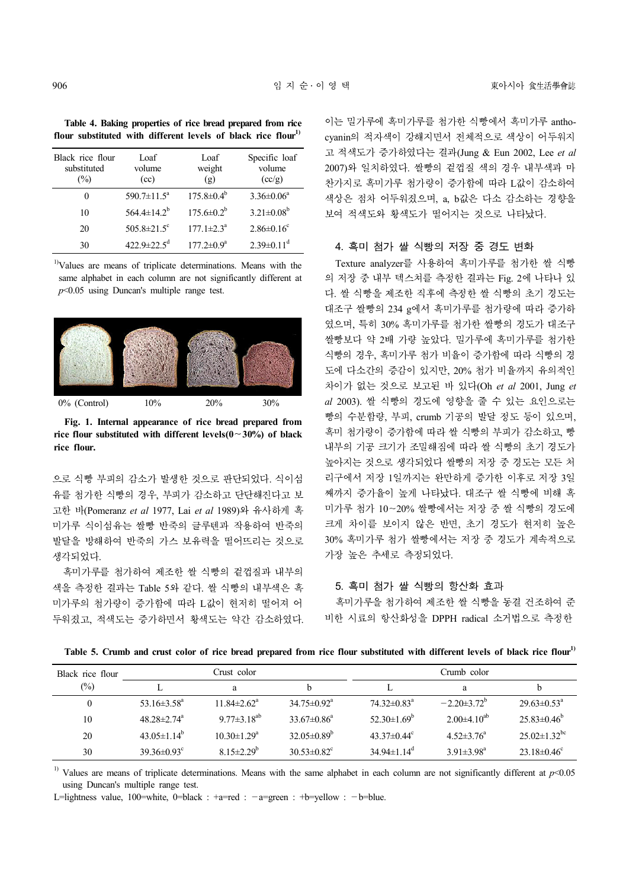**Table 4. Baking properties of rice bread prepared from rice flour substituted with different levels of black rice flour[1)]**

| Black rice flour substituted (%) | Loaf volume (cc) | Loaf weight (g) | Specific loaf volume (cc/g) |
|---|---|---|---|
| 0 | 590.7±11.5[a] | 175.8±0.4[b] | 3.36±0.06[a] |
| 10 | 564.4±14.2[b] | 175.6±0.2[b] | 3.21±0.08[b] |
| 20 | 505.8±21.5[c] | 177.1±2.3[a] | 2.86±0.16[c] |
| 30 | 422.9±22.5[d] | 177.2±0.9[a] | 2.39±0.11[d] |

[1)]Values are means of triplicate determinations. Means with the same alphabet in each column are not significantly different at $p$<0.05 using Duncan's multiple range test.

0% (Control)　　10%　　20%　　30%

**Fig. 1. Internal appearance of rice bread prepared from rice flour substituted with different levels(0~30%) of black rice flour.**

으로 식빵 부피의 감소가 발생한 것으로 판단되었다. 식이섬유를 첨가한 식빵의 경우, 부피가 감소하고 단단해진다고 보고한 바(Pomeranz *et al* 1977, Lai *et al* 1989)와 유사하게 흑미가루 식이섬유는 쌀빵 반죽의 글루텐과 작용하여 반죽의 발달을 방해하여 반죽의 가스 보유력을 떨어뜨리는 것으로 생각되었다.

흑미가루를 첨가하여 제조한 쌀 식빵의 겉껍질과 내부의 색을 측정한 결과는 Table 5와 같다. 쌀 식빵의 내부색은 흑미가루의 첨가량이 증가함에 따라 L값이 현저히 떨어져 어두워졌고, 적색도는 증가하면서 황색도는 약간 감소하였다. 이는 밀가루에 흑미가루를 첨가한 식빵에서 흑미가루 anthocyanin의 적자색이 강해지면서 전체적으로 색상이 어두워지고 적색도가 증가하였다는 결과(Jung & Eun 2002, Lee *et al* 2007)와 일치하였다. 쌀빵의 겉껍질 색의 경우 내부색과 마찬가지로 흑미가루 첨가량이 증가함에 따라 L값이 감소하여 색상은 점차 어두워졌으며, a, b값은 다소 감소하는 경향을 보여 적색도와 황색도가 떨어지는 것으로 나타났다.

### 4. 흑미 첨가 쌀 식빵의 저장 중 경도 변화

Texture analyzer를 사용하여 흑미가루를 첨가한 쌀 식빵의 저장 중 내부 텍스처를 측정한 결과는 Fig. 2에 나타나 있다. 쌀 식빵을 제조한 직후에 측정한 쌀 식빵의 초기 경도는 대조구 쌀빵의 234 g에서 흑미가루를 첨가량에 따라 증가하였으며, 특히 30% 흑미가루를 첨가한 쌀빵의 경도가 대조구 쌀빵보다 약 2배 가량 높았다. 밀가루에 흑미가루를 첨가한 식빵의 경우, 흑미가루 첨가 비율이 증가함에 따라 식빵의 경도에 다소간의 증감이 있지만, 20% 첨가 비율까지 유의적인 차이가 없는 것으로 보고된 바 있다(Oh *et al* 2001, Jung *et al* 2003). 쌀 식빵의 경도에 영향을 줄 수 있는 요인으로는 빵의 수분함량, 부피, crumb 기공의 발달 정도 등이 있으며, 흑미 첨가량이 증가함에 따라 쌀 식빵의 부피가 감소하고, 빵 내부의 기공 크기가 조밀해짐에 따라 쌀 식빵의 초기 경도가 높아지는 것으로 생각되었다 쌀빵의 저장 중 경도는 모든 처리구에서 저장 1일까지는 완만하게 증가한 이후로 저장 3일째까지 증가율이 높게 나타났다. 대조구 쌀 식빵에 비해 흑미가루 첨가 10~20% 쌀빵에서는 저장 중 쌀 식빵의 경도에 크게 차이를 보이지 않은 반면, 초기 경도가 현저히 높은 30% 흑미가루 첨가 쌀빵에서는 저장 중 경도가 계속적으로 가장 높은 추세로 측정되었다.

### 5. 흑미 첨가 쌀 식빵의 항산화 효과

흑미가루를 첨가하여 제조한 쌀 식빵을 동결 건조하여 준비한 시료의 항산화성을 DPPH radical 소거법으로 측정한

**Table 5. Crumb and crust color of rice bread prepared from rice flour substituted with different levels of black rice flour[1)]**

| Black rice flour (%) | Crust color | | | Crumb color | | |
|---|---|---|---|---|---|---|
| | L | a | b | L | a | b |
| 0 | 53.16±3.58[a] | 11.84±2.62[a] | 34.75±0.92[a] | 74.32±0.83[a] | −2.20±3.72[b] | 29.63±0.53[a] |
| 10 | 48.28±2.74[a] | 9.77±3.18[ab] | 33.67±0.86[a] | 52.30±1.69[b] | 2.00±4.10[ab] | 25.83±0.46[b] |
| 20 | 43.05±1.14[b] | 10.30±1.29[a] | 32.05±0.89[b] | 43.37±0.44[c] | 4.52±3.76[a] | 25.02±1.32[bc] |
| 30 | 39.36±0.93[c] | 8.15±2.29[b] | 30.53±0.82[c] | 34.94±1.14[d] | 3.91±3.98[a] | 23.18±0.46[c] |

[1)] Values are means of triplicate determinations. Means with the same alphabet in each column are not significantly different at $p$<0.05 using Duncan's multiple range test.

L=lightness value, 100=white, 0=black : +a=red : −a=green : +b=yellow : −b=blue.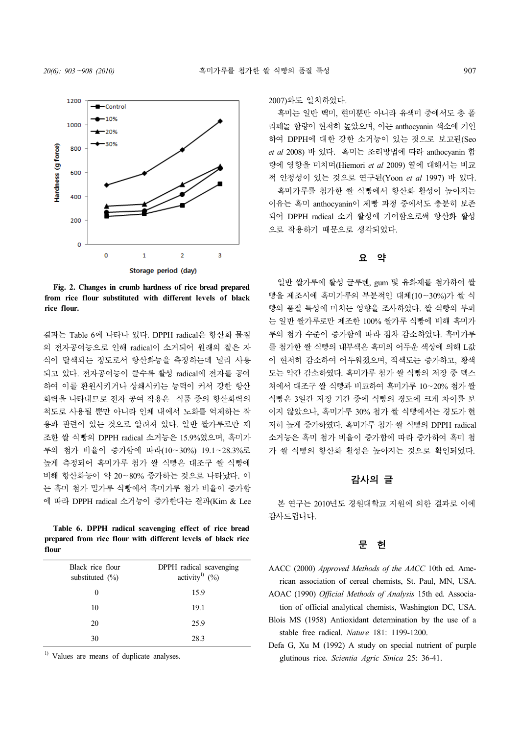Fig. 2. Changes in crumb hardness of rice bread prepared from rice flour substituted with different levels of black rice flour.

결과는 Table 6에 나타나 있다. DPPH radical은 항산화 물질의 전자공여능으로 인해 radical이 소거되어 원래의 짙은 자색이 탈색되는 정도로서 항산화능을 측정하는데 널리 사용되고 있다. 전자공여능이 클수록 활성 radical에 전자를 공여하여 이를 환원시키거나 상쇄시키는 능력이 커서 강한 항산화력을 나타내므로 전자 공여 작용은 식품 중의 항산화력의 척도로 사용될 뿐만 아니라 인체 내에서 노화를 억제하는 작용과 관련이 있는 것으로 알려져 있다. 일반 쌀가루로만 제조한 쌀 식빵의 DPPH radical 소거능은 15.9%였으며, 흑미가루의 첨가 비율이 증가함에 따라(10~30%) 19.1~28.3%로 높게 측정되어 흑미가루 첨가 쌀 식빵은 대조구 쌀 식빵에 비해 항산화능이 약 20~80% 증가하는 것으로 나타났다. 이는 흑미 첨가 밀가루 식빵에서 흑미가루 첨가 비율이 증가함에 따라 DPPH radical 소거능이 증가한다는 결과(Kim & Lee 2007)와도 일치하였다.

**Table 6. DPPH radical scavenging effect of rice bread prepared from rice flour with different levels of black rice flour**

| Black rice flour substituted (%) | DPPH radical scavenging activity[1] (%) |
|---|---|
| 0 | 15.9 |
| 10 | 19.1 |
| 20 | 25.9 |
| 30 | 28.3 |

[1] Values are means of duplicate analyses.

흑미는 일반 백미, 현미뿐만 아니라 유색미 중에서도 총 폴리페놀 함량이 현저히 높았으며, 이는 anthocyanin 색소에 기인하여 DPPH에 대한 강한 소거능이 있는 것으로 보고된(Seo *et al* 2008) 바 있다. 흑미는 조리방법에 따라 anthocyanin 함량에 영향을 미치며(Hiemori *et al* 2009) 열에 대해서는 비교적 안정성이 있는 것으로 연구된(Yoon *et al* 1997) 바 있다.

흑미가루를 첨가한 쌀 식빵에서 항산화 활성이 높아지는 이유는 흑미 anthocyanin이 제빵 과정 중에서도 충분히 보존되어 DPPH radical 소거 활성에 기여함으로써 항산화 활성으로 작용하기 때문으로 생각되었다.

## 요 약

일반 쌀가루에 활성 글루텐, gum 및 유화제를 첨가하여 쌀빵을 제조시에 흑미가루의 부분적인 대체(10~30%)가 쌀 식빵의 품질 특성에 미치는 영향을 조사하였다. 쌀 식빵의 부피는 일반 쌀가루로만 제조한 100% 쌀가루 식빵에 비해 흑미가루의 첨가 수준이 증가함에 따라 점차 감소하였다. 흑미가루를 첨가한 쌀 식빵의 내부색은 흑미의 어두운 색상에 의해 L값이 현저히 감소하여 어두워졌으며, 적색도는 증가하고, 황색도는 약간 감소하였다. 흑미가루 첨가 쌀 식빵의 저장 중 텍스처에서 대조구 쌀 식빵과 비교하여 흑미가루 10~20% 첨가 쌀 식빵은 3일간 저장 기간 중에 식빵의 경도에 크게 차이를 보이지 않았으나, 흑미가루 30% 첨가 쌀 식빵에서는 경도가 현저히 높게 증가하였다. 흑미가루 첨가 쌀 식빵의 DPPH radical 소거능은 흑미 첨가 비율이 증가함에 따라 증가하여 흑미 첨가 쌀 식빵의 항산화 활성은 높아지는 것으로 확인되었다.

## 감사의 글

본 연구는 2010년도 경원대학교 지원에 의한 결과로 이에 감사드립니다.

## 문 헌

AACC (2000) *Approved Methods of the AACC* 10th ed. American association of cereal chemists, St. Paul, MN, USA.

AOAC (1990) *Official Methods of Analysis* 15th ed. Association of official analytical chemists, Washington DC, USA.

Blois MS (1958) Antioxidant determination by the use of a stable free radical. *Nature* 181: 1199-1200.

Defa G, Xu M (1992) A study on special nutrient of purple glutinous rice. *Scientia Agric Sinica* 25: 36-41.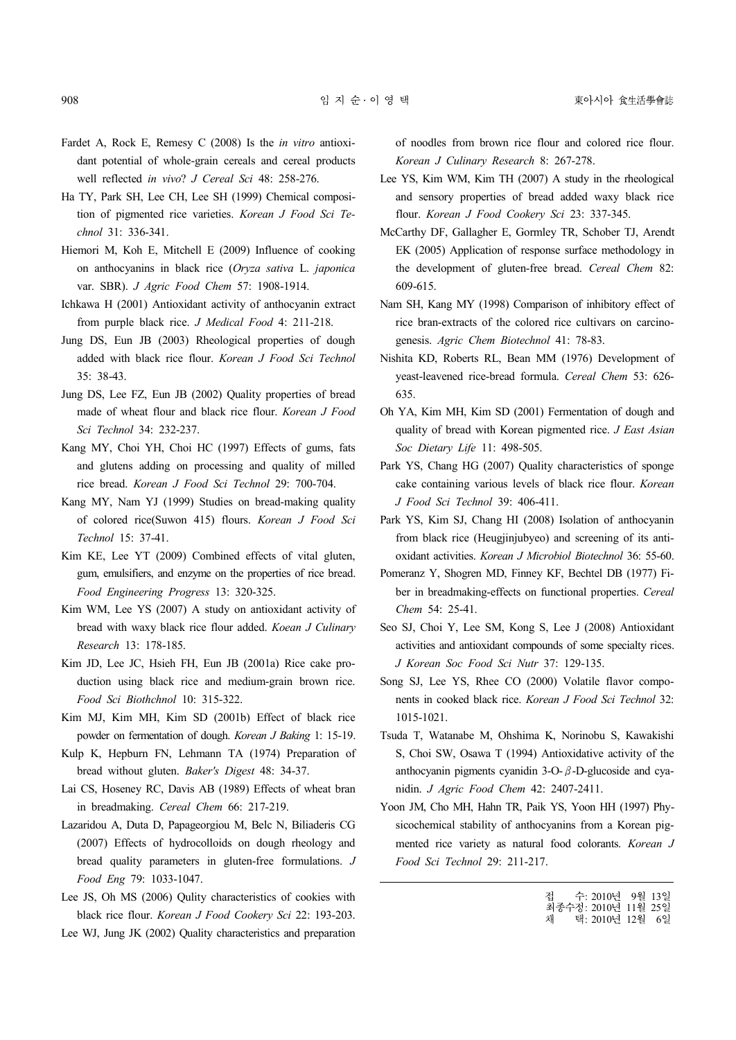Fardet A, Rock E, Remesy C (2008) Is the *in vitro* antioxidant potential of whole-grain cereals and cereal products well reflected *in vivo*? *J Cereal Sci* 48: 258-276.

Ha TY, Park SH, Lee CH, Lee SH (1999) Chemical composition of pigmented rice varieties. *Korean J Food Sci Technol* 31: 336-341.

Hiemori M, Koh E, Mitchell E (2009) Influence of cooking on anthocyanins in black rice (*Oryza sativa* L. *japonica* var. SBR). *J Agric Food Chem* 57: 1908-1914.

Ichkawa H (2001) Antioxidant activity of anthocyanin extract from purple black rice. *J Medical Food* 4: 211-218.

Jung DS, Eun JB (2003) Rheological properties of dough added with black rice flour. *Korean J Food Sci Technol* 35: 38-43.

Jung DS, Lee FZ, Eun JB (2002) Quality properties of bread made of wheat flour and black rice flour. *Korean J Food Sci Technol* 34: 232-237.

Kang MY, Choi YH, Choi HC (1997) Effects of gums, fats and glutens adding on processing and quality of milled rice bread. *Korean J Food Sci Technol* 29: 700-704.

Kang MY, Nam YJ (1999) Studies on bread-making quality of colored rice(Suwon 415) flours. *Korean J Food Sci Technol* 15: 37-41.

Kim KE, Lee YT (2009) Combined effects of vital gluten, gum, emulsifiers, and enzyme on the properties of rice bread. *Food Engineering Progress* 13: 320-325.

Kim WM, Lee YS (2007) A study on antioxidant activity of bread with waxy black rice flour added. *Koean J Culinary Research* 13: 178-185.

Kim JD, Lee JC, Hsieh FH, Eun JB (2001a) Rice cake production using black rice and medium-grain brown rice. *Food Sci Biothchnol* 10: 315-322.

Kim MJ, Kim MH, Kim SD (2001b) Effect of black rice powder on fermentation of dough. *Korean J Baking* 1: 15-19.

Kulp K, Hepburn FN, Lehmann TA (1974) Preparation of bread without gluten. *Baker's Digest* 48: 34-37.

Lai CS, Hoseney RC, Davis AB (1989) Effects of wheat bran in breadmaking. *Cereal Chem* 66: 217-219.

Lazaridou A, Duta D, Papageorgiou M, Belc N, Biliaderis CG (2007) Effects of hydrocolloids on dough rheology and bread quality parameters in gluten-free formulations. *J Food Eng* 79: 1033-1047.

Lee JS, Oh MS (2006) Qulity characteristics of cookies with black rice flour. *Korean J Food Cookery Sci* 22: 193-203.

Lee WJ, Jung JK (2002) Quality characteristics and preparation of noodles from brown rice flour and colored rice flour. *Korean J Culinary Research* 8: 267-278.

Lee YS, Kim WM, Kim TH (2007) A study in the rheological and sensory properties of bread added waxy black rice flour. *Korean J Food Cookery Sci* 23: 337-345.

McCarthy DF, Gallagher E, Gormley TR, Schober TJ, Arendt EK (2005) Application of response surface methodology in the development of gluten-free bread. *Cereal Chem* 82: 609-615.

Nam SH, Kang MY (1998) Comparison of inhibitory effect of rice bran-extracts of the colored rice cultivars on carcinogenesis. *Agric Chem Biotechnol* 41: 78-83.

Nishita KD, Roberts RL, Bean MM (1976) Development of yeast-leavened rice-bread formula. *Cereal Chem* 53: 626-635.

Oh YA, Kim MH, Kim SD (2001) Fermentation of dough and quality of bread with Korean pigmented rice. *J East Asian Soc Dietary Life* 11: 498-505.

Park YS, Chang HG (2007) Quality characteristics of sponge cake containing various levels of black rice flour. *Korean J Food Sci Technol* 39: 406-411.

Park YS, Kim SJ, Chang HI (2008) Isolation of anthocyanin from black rice (Heugjinjubyeo) and screening of its antioxidant activities. *Korean J Microbiol Biotechnol* 36: 55-60.

Pomeranz Y, Shogren MD, Finney KF, Bechtel DB (1977) Fiber in breadmaking-effects on functional properties. *Cereal Chem* 54: 25-41.

Seo SJ, Choi Y, Lee SM, Kong S, Lee J (2008) Antioxidant activities and antioxidant compounds of some specialty rices. *J Korean Soc Food Sci Nutr* 37: 129-135.

Song SJ, Lee YS, Rhee CO (2000) Volatile flavor components in cooked black rice. *Korean J Food Sci Technol* 32: 1015-1021.

Tsuda T, Watanabe M, Ohshima K, Norinobu S, Kawakishi S, Choi SW, Osawa T (1994) Antioxidative activity of the anthocyanin pigments cyanidin 3-O-$\beta$-D-glucoside and cyanidin. *J Agric Food Chem* 42: 2407-2411.

Yoon JM, Cho MH, Hahn TR, Paik YS, Yoon HH (1997) Physicochemical stability of anthocyanins from a Korean pigmented rice variety as natural food colorants. *Korean J Food Sci Technol* 29: 211-217.

---

접　　수: 2010년 9월 13일
최종수정: 2010년 11월 25일
채　　택: 2010년 12월 6일